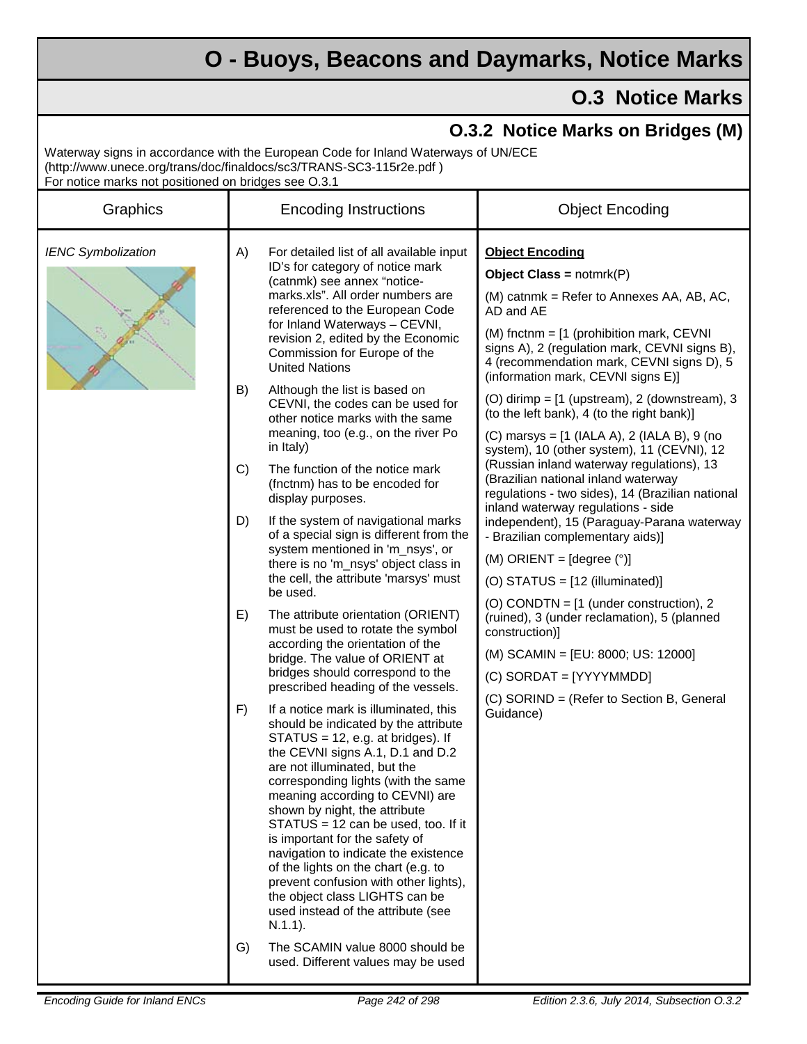# O - Buoys, Beacons and Daymarks, Notice Marks

## O.3 Notice Marks

### O.3.2 Notice Marks on Bridges (M)

Waterway signs in accordance with the European Code for Inland Waterways of UN/ECE (http://www.unece.org/trans/doc/finaldocs/sc3/TRANS-SC3-115r2e.pdf )
For notice marks not positioned on bridges see O.3.1

| Graphics | Encoding Instructions | Object Encoding |
|---|---|---|
| *IENC Symbolization* | A) For detailed list of all available input ID's for category of notice mark (catnmk) see annex "notice-marks.xls". All order numbers are referenced to the European Code for Inland Waterways – CEVNI, revision 2, edited by the Economic Commission for Europe of the United Nations<br><br>B) Although the list is based on CEVNI, the codes can be used for other notice marks with the same meaning, too (e.g., on the river Po in Italy)<br><br>C) The function of the notice mark (fnctnm) has to be encoded for display purposes.<br><br>D) If the system of navigational marks of a special sign is different from the system mentioned in 'm_nsys', or there is no 'm_nsys' object class in the cell, the attribute 'marsys' must be used.<br><br>E) The attribute orientation (ORIENT) must be used to rotate the symbol according the orientation of the bridge. The value of ORIENT at bridges should correspond to the prescribed heading of the vessels.<br><br>F) If a notice mark is illuminated, this should be indicated by the attribute STATUS = 12, e.g. at bridges). If the CEVNI signs A.1, D.1 and D.2 are not illuminated, but the corresponding lights (with the same meaning according to CEVNI) are shown by night, the attribute STATUS = 12 can be used, too. If it is important for the safety of navigation to indicate the existence of the lights on the chart (e.g. to prevent confusion with other lights), the object class LIGHTS can be used instead of the attribute (see N.1.1).<br><br>G) The SCAMIN value 8000 should be used. Different values may be used | **<u>Object Encoding</u>**<br><br>**Object Class =** notmrk(P)<br><br>(M) catnmk = Refer to Annexes AA, AB, AC, AD and AE<br><br>(M) fnctnm = [1 (prohibition mark, CEVNI signs A), 2 (regulation mark, CEVNI signs B), 4 (recommendation mark, CEVNI signs D), 5 (information mark, CEVNI signs E)]<br><br>(O) dirimp = [1 (upstream), 2 (downstream), 3 (to the left bank), 4 (to the right bank)]<br><br>(C) marsys = [1 (IALA A), 2 (IALA B), 9 (no system), 10 (other system), 11 (CEVNI), 12 (Russian inland waterway regulations), 13 (Brazilian national inland waterway regulations - two sides), 14 (Brazilian national inland waterway regulations - side independent), 15 (Paraguay-Parana waterway - Brazilian complementary aids)]<br><br>(M) ORIENT = [degree (°)]<br><br>(O) STATUS = [12 (illuminated)]<br><br>(O) CONDTN = [1 (under construction), 2 (ruined), 3 (under reclamation), 5 (planned construction)]<br><br>(M) SCAMIN = [EU: 8000; US: 12000]<br><br>(C) SORDAT = [YYYYMMDD]<br><br>(C) SORIND = (Refer to Section B, General Guidance) |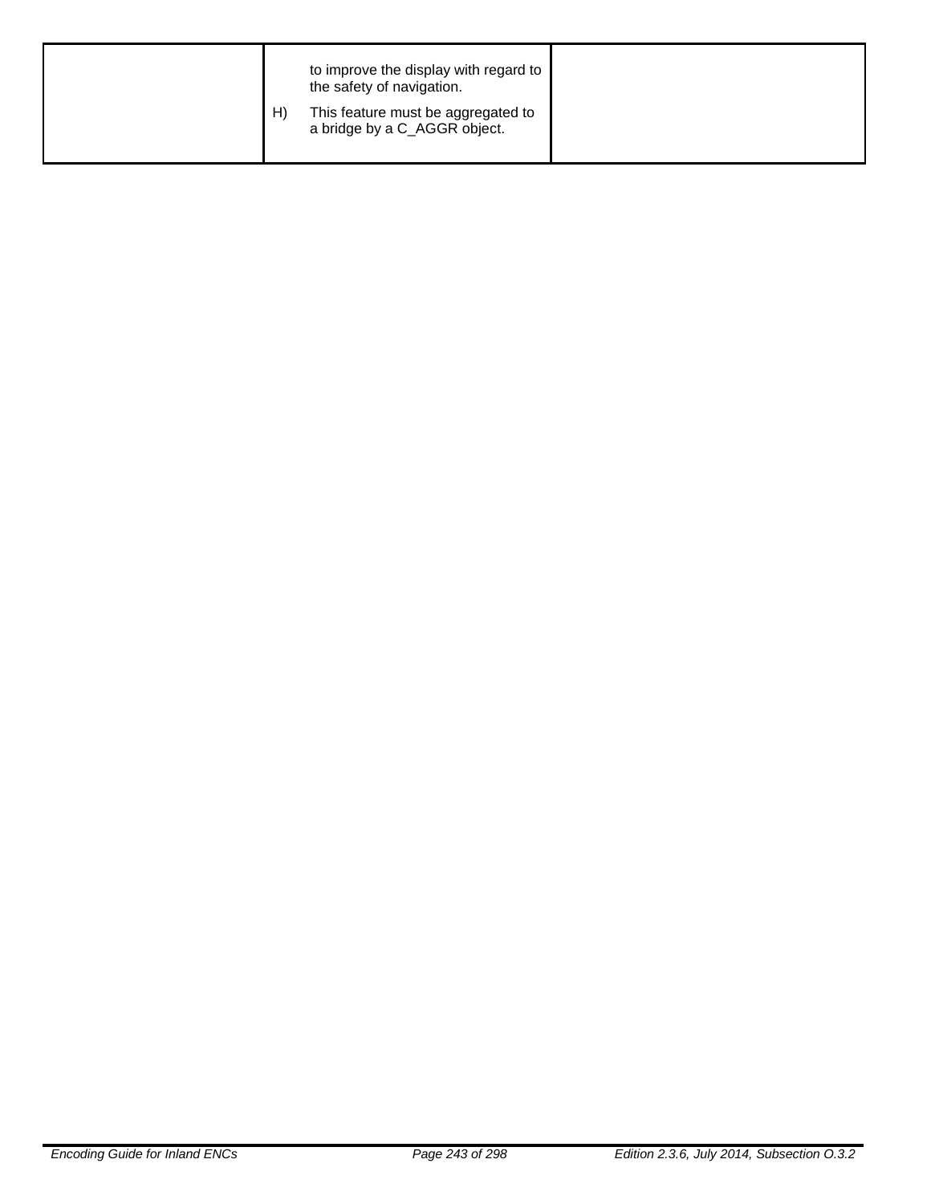| | | |
|---|---|---|
| | to improve the display with regard to the safety of navigation.<br><br>H) This feature must be aggregated to a bridge by a C_AGGR object. | |